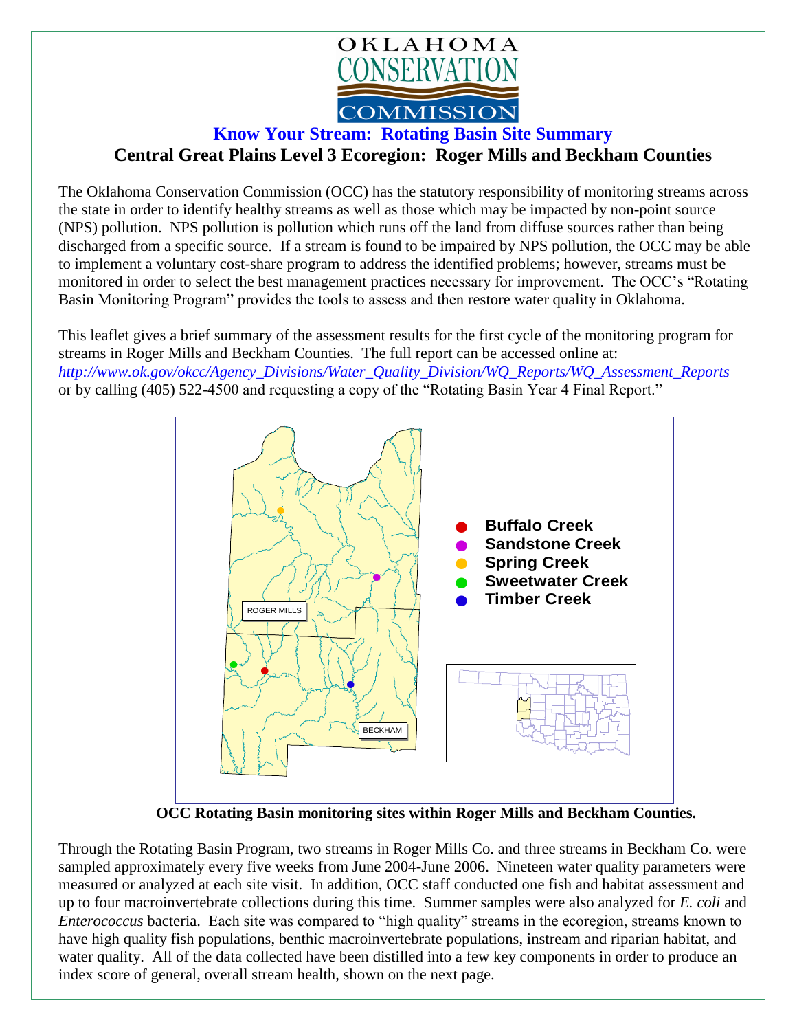OKLAHOMA CONSERVATION COMMISSION

## Know Your Stream: Rotating Basin Site Summary

## Central Great Plains Level 3 Ecoregion: Roger Mills and Beckham Counties

The Oklahoma Conservation Commission (OCC) has the statutory responsibility of monitoring streams across the state in order to identify healthy streams as well as those which may be impacted by non-point source (NPS) pollution. NPS pollution is pollution which runs off the land from diffuse sources rather than being discharged from a specific source. If a stream is found to be impaired by NPS pollution, the OCC may be able to implement a voluntary cost-share program to address the identified problems; however, streams must be monitored in order to select the best management practices necessary for improvement. The OCC's "Rotating Basin Monitoring Program" provides the tools to assess and then restore water quality in Oklahoma.

This leaflet gives a brief summary of the assessment results for the first cycle of the monitoring program for streams in Roger Mills and Beckham Counties. The full report can be accessed online at: *http://www.ok.gov/okcc/Agency_Divisions/Water_Quality_Division/WQ_Reports/WQ_Assessment_Reports* or by calling (405) 522-4500 and requesting a copy of the "Rotating Basin Year 4 Final Report."

- Buffalo Creek
- Sandstone Creek
- Spring Creek
- Sweetwater Creek
- Timber Creek

ROGER MILLS

BECKHAM

**OCC Rotating Basin monitoring sites within Roger Mills and Beckham Counties.**

Through the Rotating Basin Program, two streams in Roger Mills Co. and three streams in Beckham Co. were sampled approximately every five weeks from June 2004-June 2006. Nineteen water quality parameters were measured or analyzed at each site visit. In addition, OCC staff conducted one fish and habitat assessment and up to four macroinvertebrate collections during this time. Summer samples were also analyzed for *E. coli* and *Enterococcus* bacteria. Each site was compared to "high quality" streams in the ecoregion, streams known to have high quality fish populations, benthic macroinvertebrate populations, instream and riparian habitat, and water quality. All of the data collected have been distilled into a few key components in order to produce an index score of general, overall stream health, shown on the next page.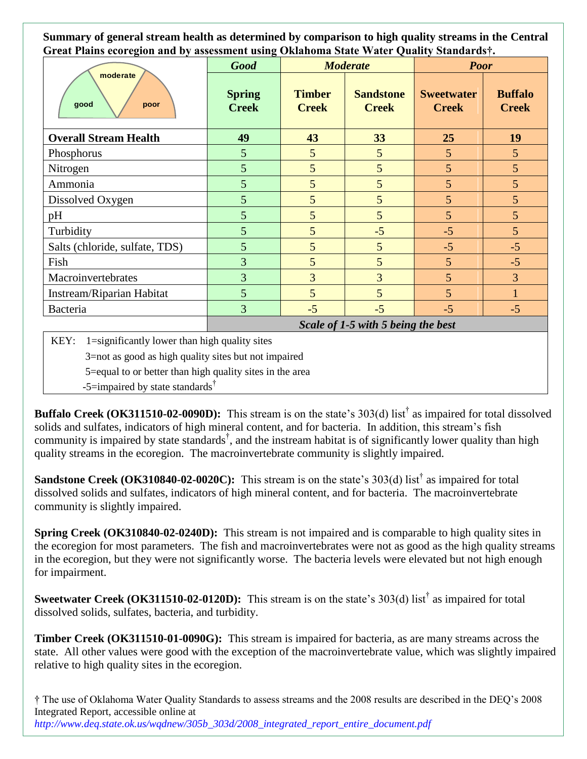**Summary of general stream health as determined by comparison to high quality streams in the Central Great Plains ecoregion and by assessment using Oklahoma State Water Quality Standards†.**

| | *Good* | *Moderate* | | *Poor* | |
|---|---|---|---|---|---|
| | **Spring Creek** | **Timber Creek** | **Sandstone Creek** | **Sweetwater Creek** | **Buffalo Creek** |
| **Overall Stream Health** | **49** | **43** | **33** | **25** | **19** |
| Phosphorus | 5 | 5 | 5 | 5 | 5 |
| Nitrogen | 5 | 5 | 5 | 5 | 5 |
| Ammonia | 5 | 5 | 5 | 5 | 5 |
| Dissolved Oxygen | 5 | 5 | 5 | 5 | 5 |
| pH | 5 | 5 | 5 | 5 | 5 |
| Turbidity | 5 | 5 | -5 | -5 | 5 |
| Salts (chloride, sulfate, TDS) | 5 | 5 | 5 | -5 | -5 |
| Fish | 3 | 5 | 5 | 5 | -5 |
| Macroinvertebrates | 3 | 3 | 3 | 5 | 3 |
| Instream/Riparian Habitat | 5 | 5 | 5 | 5 | 1 |
| Bacteria | 3 | -5 | -5 | -5 | -5 |
| | ***Scale of 1-5 with 5 being the best*** | | | | |

KEY: 1=significantly lower than high quality sites
3=not as good as high quality sites but not impaired
5=equal to or better than high quality sites in the area
-5=impaired by state standards†

**Buffalo Creek (OK311510-02-0090D):** This stream is on the state's 303(d) list† as impaired for total dissolved solids and sulfates, indicators of high mineral content, and for bacteria. In addition, this stream's fish community is impaired by state standards†, and the instream habitat is of significantly lower quality than high quality streams in the ecoregion. The macroinvertebrate community is slightly impaired.

**Sandstone Creek (OK310840-02-0020C):** This stream is on the state's 303(d) list† as impaired for total dissolved solids and sulfates, indicators of high mineral content, and for bacteria. The macroinvertebrate community is slightly impaired.

**Spring Creek (OK310840-02-0240D):** This stream is not impaired and is comparable to high quality sites in the ecoregion for most parameters. The fish and macroinvertebrates were not as good as the high quality streams in the ecoregion, but they were not significantly worse. The bacteria levels were elevated but not high enough for impairment.

**Sweetwater Creek (OK311510-02-0120D):** This stream is on the state's 303(d) list† as impaired for total dissolved solids, sulfates, bacteria, and turbidity.

**Timber Creek (OK311510-01-0090G):** This stream is impaired for bacteria, as are many streams across the state. All other values were good with the exception of the macroinvertebrate value, which was slightly impaired relative to high quality sites in the ecoregion.

† The use of Oklahoma Water Quality Standards to assess streams and the 2008 results are described in the DEQ's 2008 Integrated Report, accessible online at
*http://www.deq.state.ok.us/wqdnew/305b_303d/2008_integrated_report_entire_document.pdf*